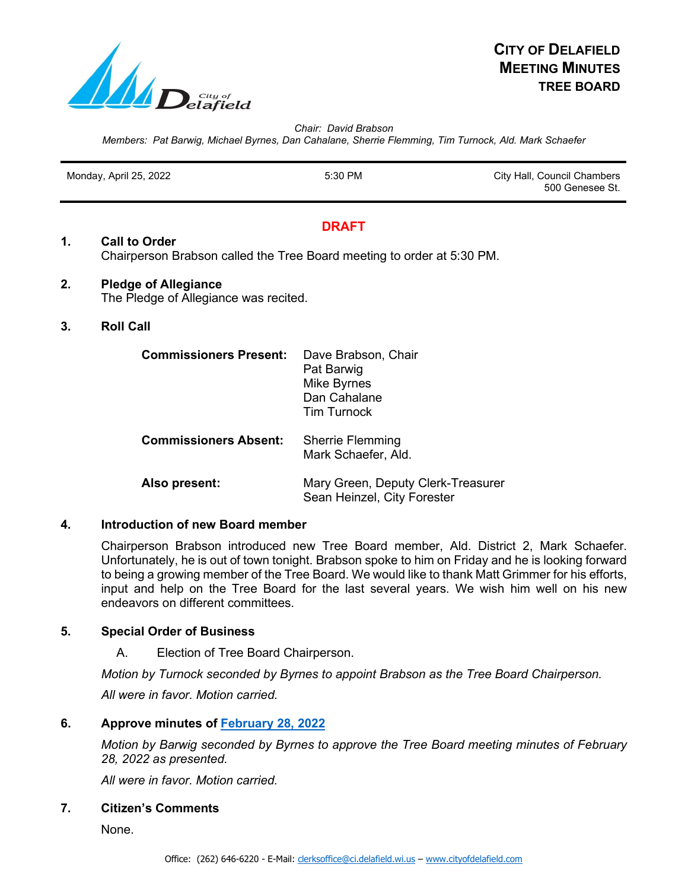# CITY OF DELAFIELD
# MEETING MINUTES
## TREE BOARD

*Chair: David Brabson*
*Members: Pat Barwig, Michael Byrnes, Dan Cahalane, Sherrie Flemming, Tim Turnock, Ald. Mark Schaefer*

| | | |
|---|---|---|
| Monday, April 25, 2022 | 5:30 PM | City Hall, Council Chambers<br>500 Genesee St. |

**DRAFT**

### 1. Call to Order

Chairperson Brabson called the Tree Board meeting to order at 5:30 PM.

### 2. Pledge of Allegiance

The Pledge of Allegiance was recited.

### 3. Roll Call

| | |
|---|---|
| **Commissioners Present:** | Dave Brabson, Chair<br>Pat Barwig<br>Mike Byrnes<br>Dan Cahalane<br>Tim Turnock |
| **Commissioners Absent:** | Sherrie Flemming<br>Mark Schaefer, Ald. |
| **Also present:** | Mary Green, Deputy Clerk-Treasurer<br>Sean Heinzel, City Forester |

### 4. Introduction of new Board member

Chairperson Brabson introduced new Tree Board member, Ald. District 2, Mark Schaefer. Unfortunately, he is out of town tonight. Brabson spoke to him on Friday and he is looking forward to being a growing member of the Tree Board. We would like to thank Matt Grimmer for his efforts, input and help on the Tree Board for the last several years. We wish him well on his new endeavors on different committees.

### 5. Special Order of Business

A. Election of Tree Board Chairperson.

*Motion by Turnock seconded by Byrnes to appoint Brabson as the Tree Board Chairperson.*

*All were in favor. Motion carried.*

### 6. Approve minutes of February 28, 2022

*Motion by Barwig seconded by Byrnes to approve the Tree Board meeting minutes of February 28, 2022 as presented.*

*All were in favor. Motion carried.*

### 7. Citizen's Comments

None.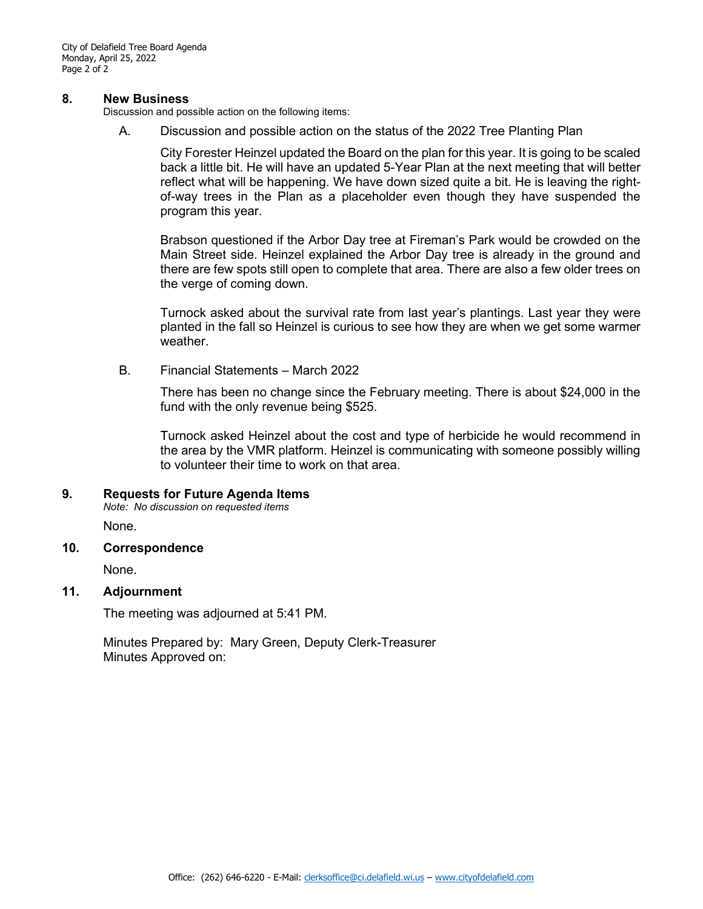## 8. New Business

Discussion and possible action on the following items:

A. Discussion and possible action on the status of the 2022 Tree Planting Plan

City Forester Heinzel updated the Board on the plan for this year. It is going to be scaled back a little bit. He will have an updated 5-Year Plan at the next meeting that will better reflect what will be happening. We have down sized quite a bit. He is leaving the right-of-way trees in the Plan as a placeholder even though they have suspended the program this year.

Brabson questioned if the Arbor Day tree at Fireman's Park would be crowded on the Main Street side. Heinzel explained the Arbor Day tree is already in the ground and there are few spots still open to complete that area. There are also a few older trees on the verge of coming down.

Turnock asked about the survival rate from last year's plantings. Last year they were planted in the fall so Heinzel is curious to see how they are when we get some warmer weather.

B. Financial Statements – March 2022

There has been no change since the February meeting. There is about $24,000 in the fund with the only revenue being $525.

Turnock asked Heinzel about the cost and type of herbicide he would recommend in the area by the VMR platform. Heinzel is communicating with someone possibly willing to volunteer their time to work on that area.

## 9. Requests for Future Agenda Items

*Note: No discussion on requested items*

None.

## 10. Correspondence

None.

## 11. Adjournment

The meeting was adjourned at 5:41 PM.

Minutes Prepared by: Mary Green, Deputy Clerk-Treasurer
Minutes Approved on:

Office: (262) 646-6220 - E-Mail: clerksoffice@ci.delafield.wi.us – www.cityofdelafield.com